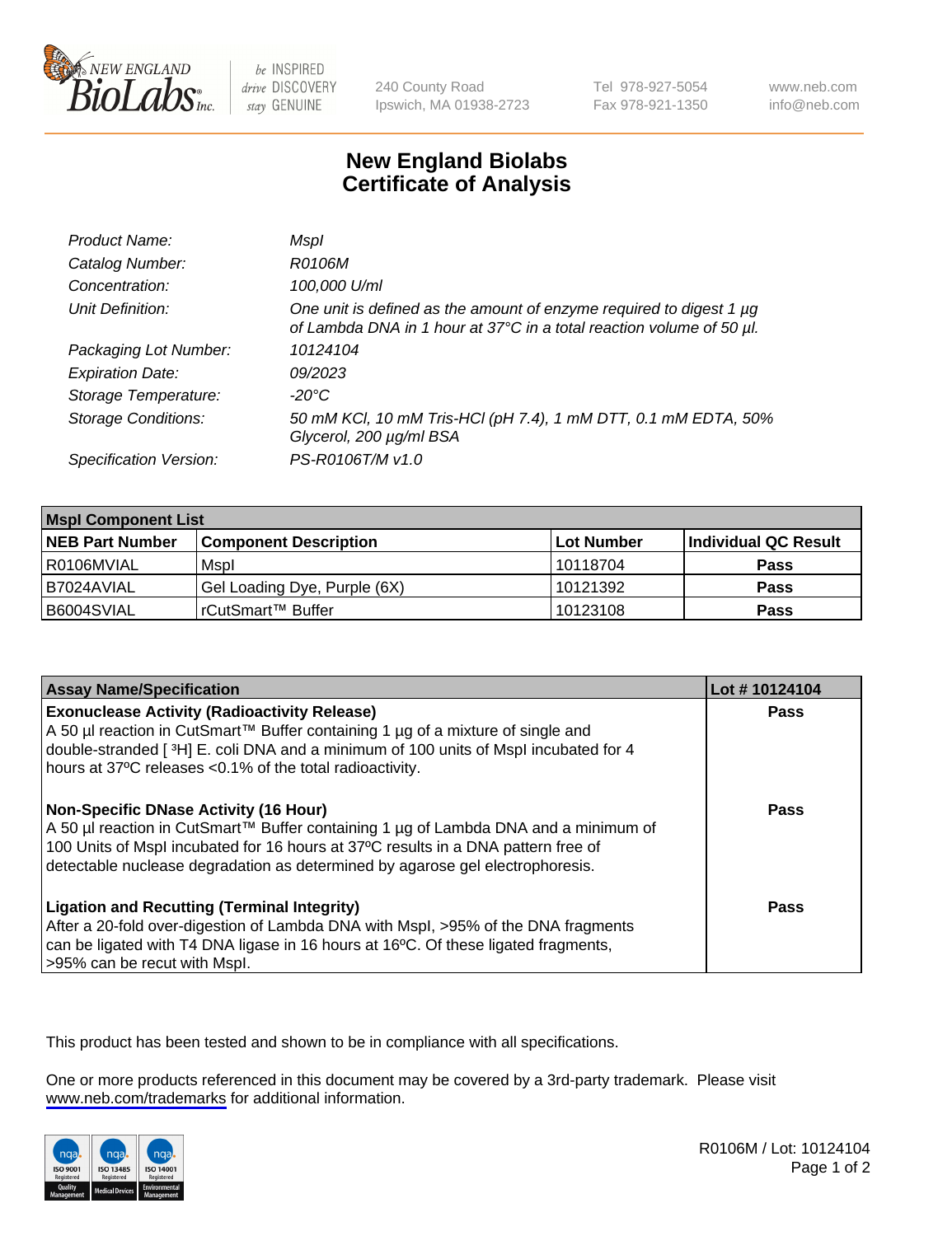# New England Biolabs
# Certificate of Analysis

| | |
|---|---|
| *Product Name:* | *MspI* |
| *Catalog Number:* | *R0106M* |
| *Concentration:* | *100,000 U/ml* |
| *Unit Definition:* | *One unit is defined as the amount of enzyme required to digest 1 µg of Lambda DNA in 1 hour at 37°C in a total reaction volume of 50 µl.* |
| *Packaging Lot Number:* | *10124104* |
| *Expiration Date:* | *09/2023* |
| *Storage Temperature:* | *-20°C* |
| *Storage Conditions:* | *50 mM KCl, 10 mM Tris-HCl (pH 7.4), 1 mM DTT, 0.1 mM EDTA, 50% Glycerol, 200 µg/ml BSA* |
| *Specification Version:* | *PS-R0106T/M v1.0* |

| **MspI Component List** | | | |
|---|---|---|---|
| **NEB Part Number** | **Component Description** | **Lot Number** | **Individual QC Result** |
| R0106MVIAL | MspI | 10118704 | **Pass** |
| B7024AVIAL | Gel Loading Dye, Purple (6X) | 10121392 | **Pass** |
| B6004SVIAL | rCutSmart™ Buffer | 10123108 | **Pass** |

| **Assay Name/Specification** | **Lot # 10124104** |
|---|---|
| **Exonuclease Activity (Radioactivity Release)** A 50 µl reaction in CutSmart™ Buffer containing 1 µg of a mixture of single and double-stranded [ $^3$H] E. coli DNA and a minimum of 100 units of MspI incubated for 4 hours at 37ºC releases <0.1% of the total radioactivity. | **Pass** |
| **Non-Specific DNase Activity (16 Hour)** A 50 µl reaction in CutSmart™ Buffer containing 1 µg of Lambda DNA and a minimum of 100 Units of MspI incubated for 16 hours at 37ºC results in a DNA pattern free of detectable nuclease degradation as determined by agarose gel electrophoresis. | **Pass** |
| **Ligation and Recutting (Terminal Integrity)** After a 20-fold over-digestion of Lambda DNA with MspI, >95% of the DNA fragments can be ligated with T4 DNA ligase in 16 hours at 16ºC. Of these ligated fragments, >95% can be recut with MspI. | **Pass** |

This product has been tested and shown to be in compliance with all specifications.

One or more products referenced in this document may be covered by a 3rd-party trademark. Please visit www.neb.com/trademarks for additional information.

R0106M / Lot: 10124104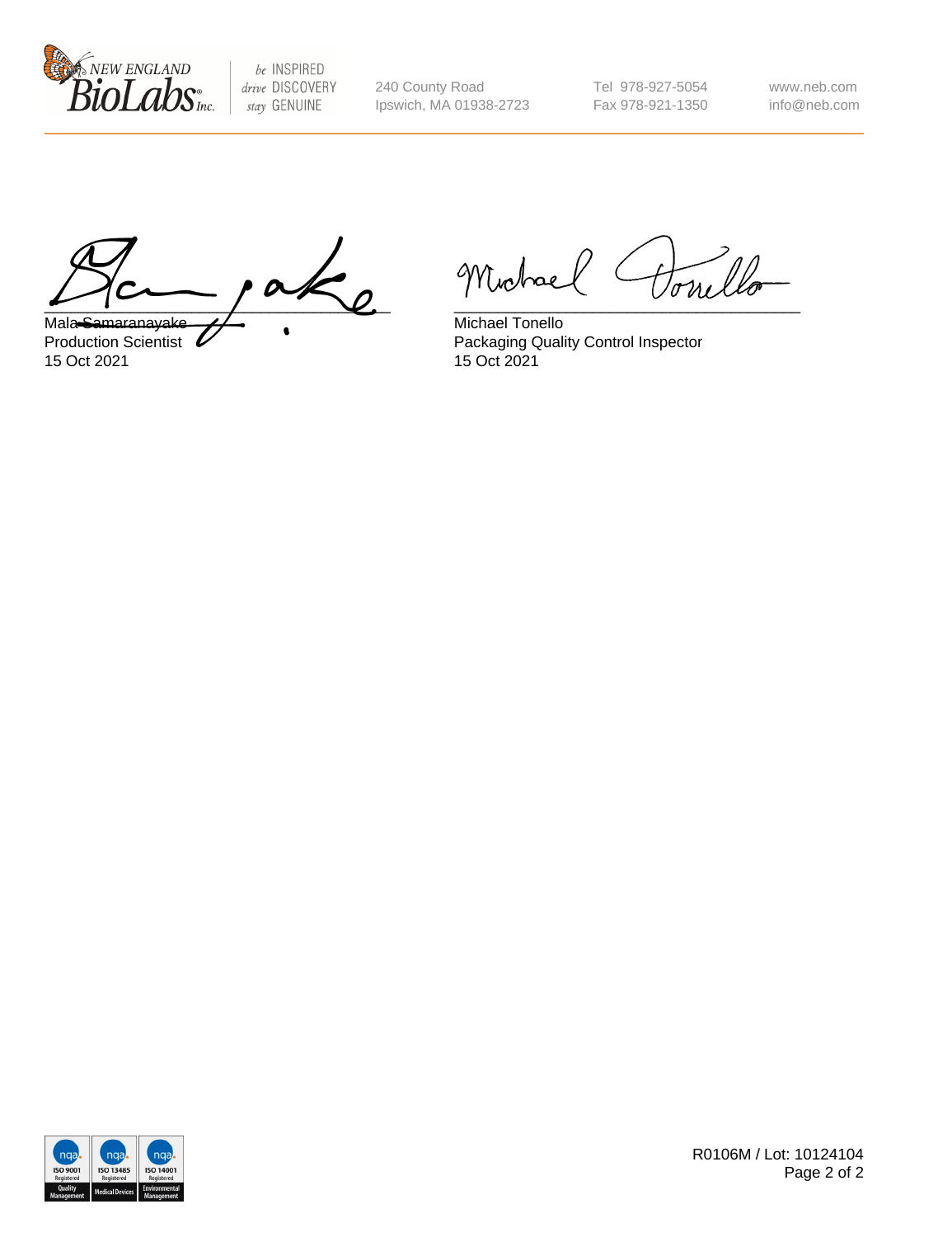Mala Samaranayake
Production Scientist
15 Oct 2021

Michael Tonello
Packaging Quality Control Inspector
15 Oct 2021

R0106M / Lot: 10124104